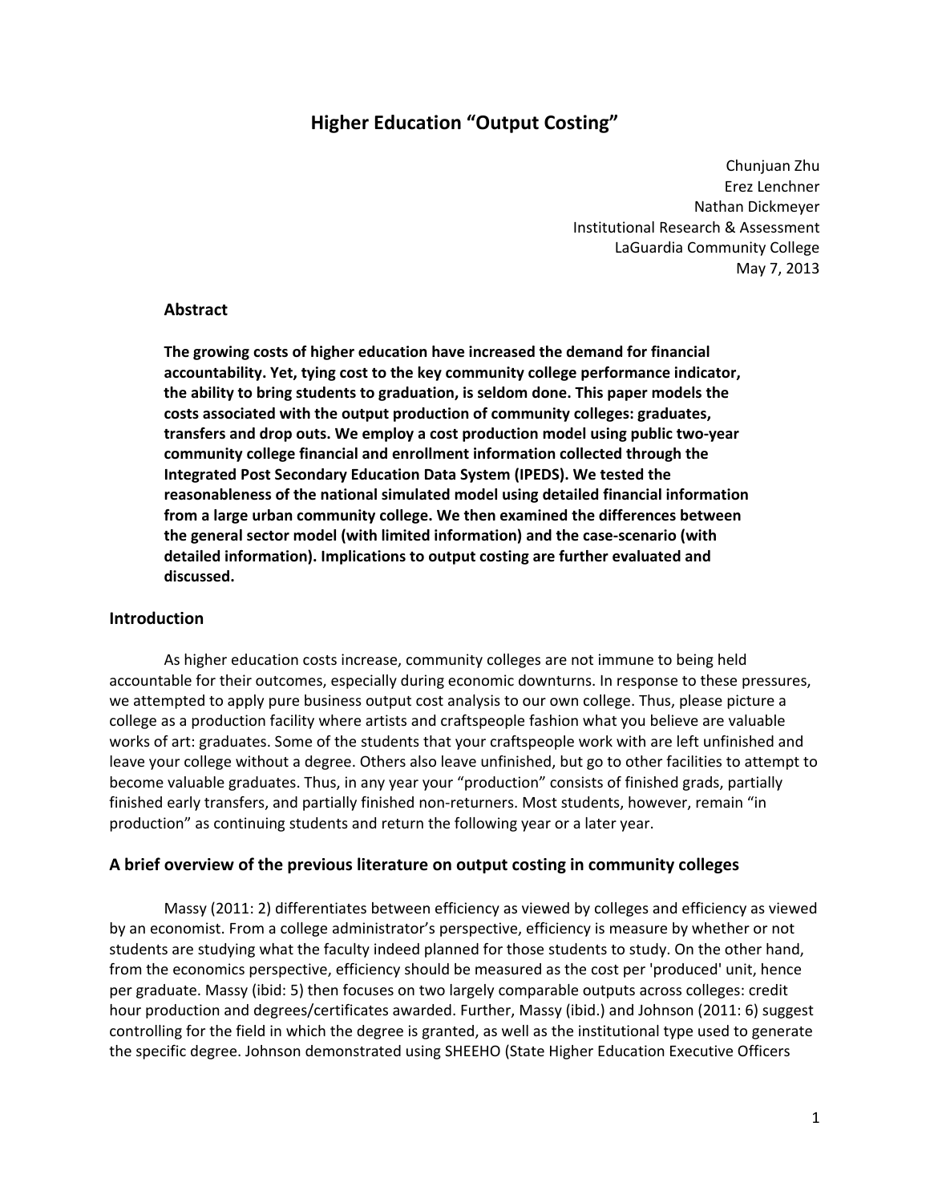# Higher Education "Output Costing"

Chunjuan Zhu
Erez Lenchner
Nathan Dickmeyer
Institutional Research & Assessment
LaGuardia Community College
May 7, 2013

### Abstract

**The growing costs of higher education have increased the demand for financial accountability. Yet, tying cost to the key community college performance indicator, the ability to bring students to graduation, is seldom done. This paper models the costs associated with the output production of community colleges: graduates, transfers and drop outs. We employ a cost production model using public two-year community college financial and enrollment information collected through the Integrated Post Secondary Education Data System (IPEDS). We tested the reasonableness of the national simulated model using detailed financial information from a large urban community college. We then examined the differences between the general sector model (with limited information) and the case-scenario (with detailed information). Implications to output costing are further evaluated and discussed.**

## Introduction

As higher education costs increase, community colleges are not immune to being held accountable for their outcomes, especially during economic downturns. In response to these pressures, we attempted to apply pure business output cost analysis to our own college. Thus, please picture a college as a production facility where artists and craftspeople fashion what you believe are valuable works of art: graduates. Some of the students that your craftspeople work with are left unfinished and leave your college without a degree. Others also leave unfinished, but go to other facilities to attempt to become valuable graduates. Thus, in any year your "production" consists of finished grads, partially finished early transfers, and partially finished non-returners. Most students, however, remain "in production" as continuing students and return the following year or a later year.

## A brief overview of the previous literature on output costing in community colleges

Massy (2011: 2) differentiates between efficiency as viewed by colleges and efficiency as viewed by an economist. From a college administrator's perspective, efficiency is measure by whether or not students are studying what the faculty indeed planned for those students to study. On the other hand, from the economics perspective, efficiency should be measured as the cost per 'produced' unit, hence per graduate. Massy (ibid: 5) then focuses on two largely comparable outputs across colleges: credit hour production and degrees/certificates awarded. Further, Massy (ibid.) and Johnson (2011: 6) suggest controlling for the field in which the degree is granted, as well as the institutional type used to generate the specific degree. Johnson demonstrated using SHEEHO (State Higher Education Executive Officers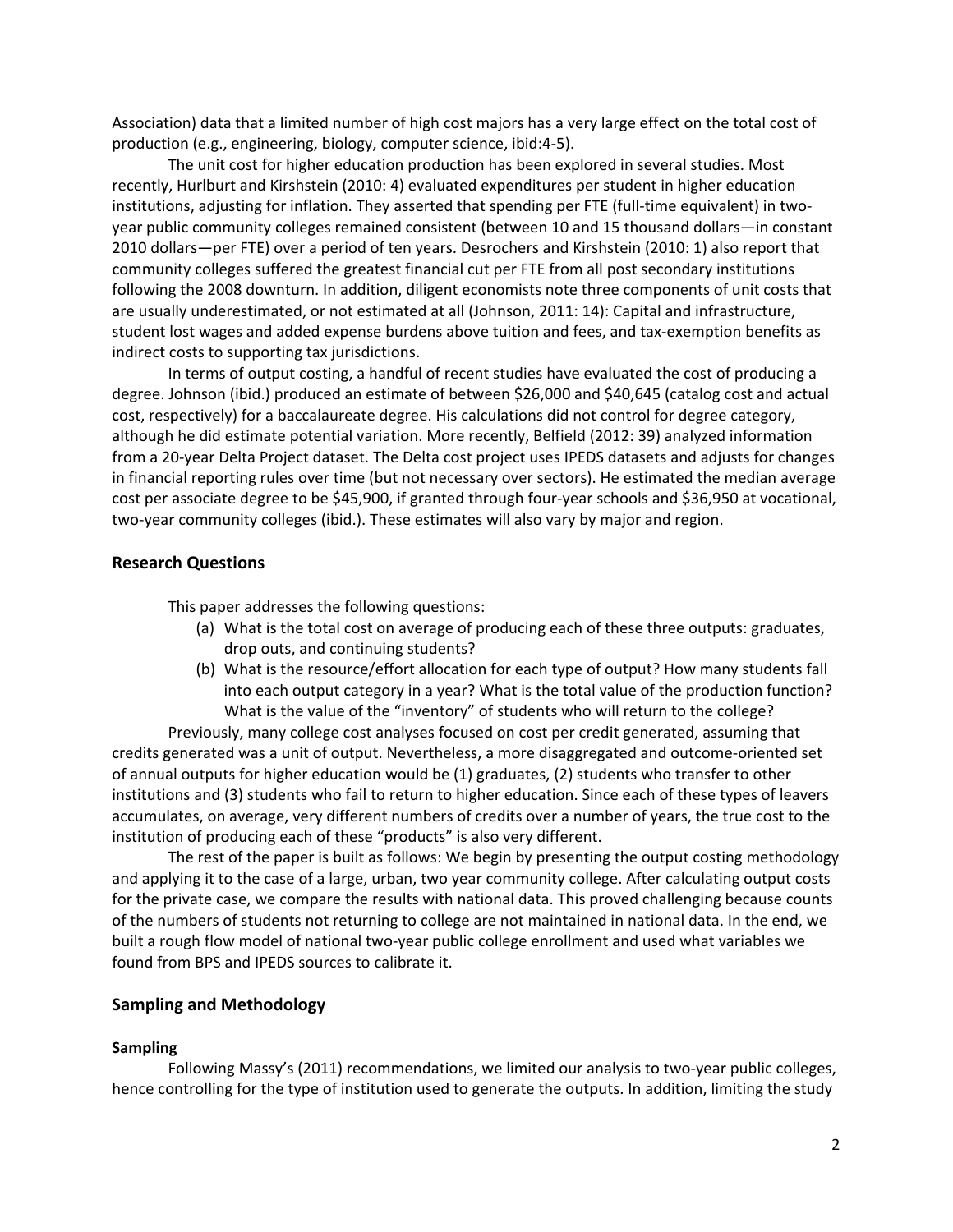Association) data that a limited number of high cost majors has a very large effect on the total cost of production (e.g., engineering, biology, computer science, ibid:4-5).

The unit cost for higher education production has been explored in several studies. Most recently, Hurlburt and Kirshstein (2010: 4) evaluated expenditures per student in higher education institutions, adjusting for inflation. They asserted that spending per FTE (full-time equivalent) in two-year public community colleges remained consistent (between 10 and 15 thousand dollars—in constant 2010 dollars—per FTE) over a period of ten years. Desrochers and Kirshstein (2010: 1) also report that community colleges suffered the greatest financial cut per FTE from all post secondary institutions following the 2008 downturn. In addition, diligent economists note three components of unit costs that are usually underestimated, or not estimated at all (Johnson, 2011: 14): Capital and infrastructure, student lost wages and added expense burdens above tuition and fees, and tax-exemption benefits as indirect costs to supporting tax jurisdictions.

In terms of output costing, a handful of recent studies have evaluated the cost of producing a degree. Johnson (ibid.) produced an estimate of between $26,000 and $40,645 (catalog cost and actual cost, respectively) for a baccalaureate degree. His calculations did not control for degree category, although he did estimate potential variation. More recently, Belfield (2012: 39) analyzed information from a 20-year Delta Project dataset. The Delta cost project uses IPEDS datasets and adjusts for changes in financial reporting rules over time (but not necessary over sectors). He estimated the median average cost per associate degree to be $45,900, if granted through four-year schools and $36,950 at vocational, two-year community colleges (ibid.). These estimates will also vary by major and region.

## Research Questions

This paper addresses the following questions:

(a) What is the total cost on average of producing each of these three outputs: graduates, drop outs, and continuing students?

(b) What is the resource/effort allocation for each type of output? How many students fall into each output category in a year? What is the total value of the production function? What is the value of the "inventory" of students who will return to the college?

Previously, many college cost analyses focused on cost per credit generated, assuming that credits generated was a unit of output. Nevertheless, a more disaggregated and outcome-oriented set of annual outputs for higher education would be (1) graduates, (2) students who transfer to other institutions and (3) students who fail to return to higher education. Since each of these types of leavers accumulates, on average, very different numbers of credits over a number of years, the true cost to the institution of producing each of these "products" is also very different.

The rest of the paper is built as follows: We begin by presenting the output costing methodology and applying it to the case of a large, urban, two year community college. After calculating output costs for the private case, we compare the results with national data. This proved challenging because counts of the numbers of students not returning to college are not maintained in national data. In the end, we built a rough flow model of national two-year public college enrollment and used what variables we found from BPS and IPEDS sources to calibrate it.

## Sampling and Methodology

### Sampling

Following Massy's (2011) recommendations, we limited our analysis to two-year public colleges, hence controlling for the type of institution used to generate the outputs. In addition, limiting the study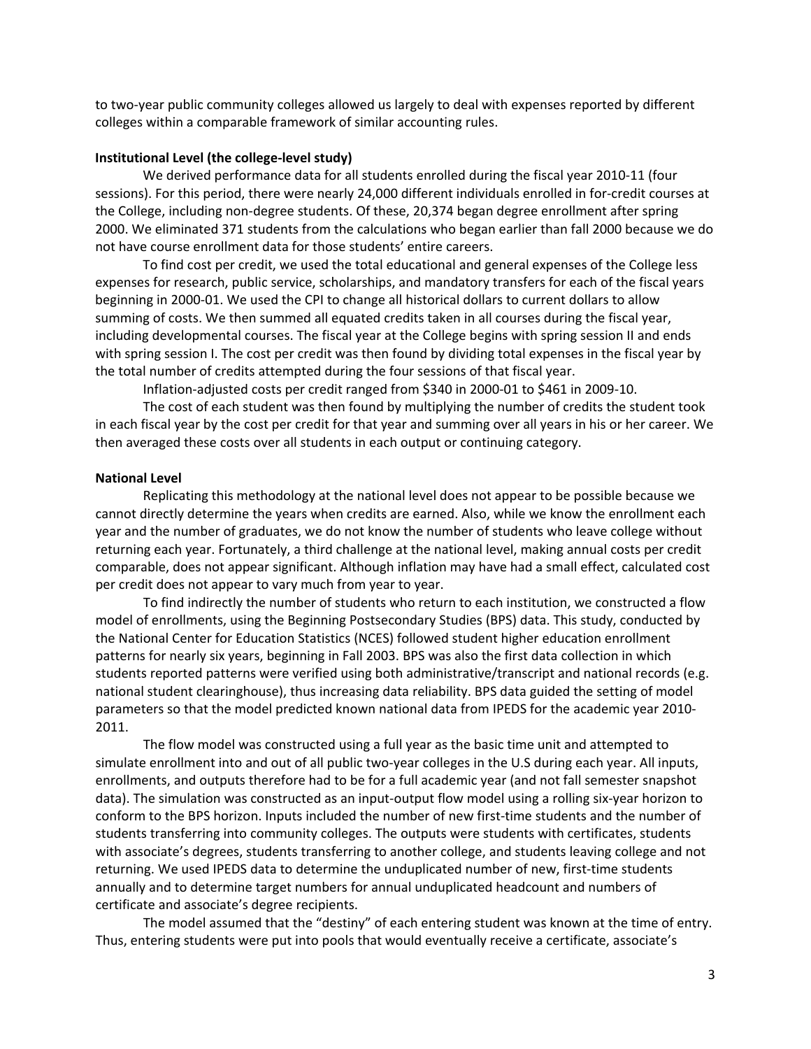to two-year public community colleges allowed us largely to deal with expenses reported by different colleges within a comparable framework of similar accounting rules.

**Institutional Level (the college-level study)**

We derived performance data for all students enrolled during the fiscal year 2010-11 (four sessions). For this period, there were nearly 24,000 different individuals enrolled in for-credit courses at the College, including non-degree students. Of these, 20,374 began degree enrollment after spring 2000. We eliminated 371 students from the calculations who began earlier than fall 2000 because we do not have course enrollment data for those students' entire careers.

To find cost per credit, we used the total educational and general expenses of the College less expenses for research, public service, scholarships, and mandatory transfers for each of the fiscal years beginning in 2000-01. We used the CPI to change all historical dollars to current dollars to allow summing of costs. We then summed all equated credits taken in all courses during the fiscal year, including developmental courses. The fiscal year at the College begins with spring session II and ends with spring session I. The cost per credit was then found by dividing total expenses in the fiscal year by the total number of credits attempted during the four sessions of that fiscal year.

Inflation-adjusted costs per credit ranged from $340 in 2000-01 to $461 in 2009-10.

The cost of each student was then found by multiplying the number of credits the student took in each fiscal year by the cost per credit for that year and summing over all years in his or her career. We then averaged these costs over all students in each output or continuing category.

**National Level**

Replicating this methodology at the national level does not appear to be possible because we cannot directly determine the years when credits are earned. Also, while we know the enrollment each year and the number of graduates, we do not know the number of students who leave college without returning each year. Fortunately, a third challenge at the national level, making annual costs per credit comparable, does not appear significant. Although inflation may have had a small effect, calculated cost per credit does not appear to vary much from year to year.

To find indirectly the number of students who return to each institution, we constructed a flow model of enrollments, using the Beginning Postsecondary Studies (BPS) data. This study, conducted by the National Center for Education Statistics (NCES) followed student higher education enrollment patterns for nearly six years, beginning in Fall 2003. BPS was also the first data collection in which students reported patterns were verified using both administrative/transcript and national records (e.g. national student clearinghouse), thus increasing data reliability. BPS data guided the setting of model parameters so that the model predicted known national data from IPEDS for the academic year 2010-2011.

The flow model was constructed using a full year as the basic time unit and attempted to simulate enrollment into and out of all public two-year colleges in the U.S during each year. All inputs, enrollments, and outputs therefore had to be for a full academic year (and not fall semester snapshot data). The simulation was constructed as an input-output flow model using a rolling six-year horizon to conform to the BPS horizon. Inputs included the number of new first-time students and the number of students transferring into community colleges. The outputs were students with certificates, students with associate's degrees, students transferring to another college, and students leaving college and not returning. We used IPEDS data to determine the unduplicated number of new, first-time students annually and to determine target numbers for annual unduplicated headcount and numbers of certificate and associate's degree recipients.

The model assumed that the "destiny" of each entering student was known at the time of entry. Thus, entering students were put into pools that would eventually receive a certificate, associate's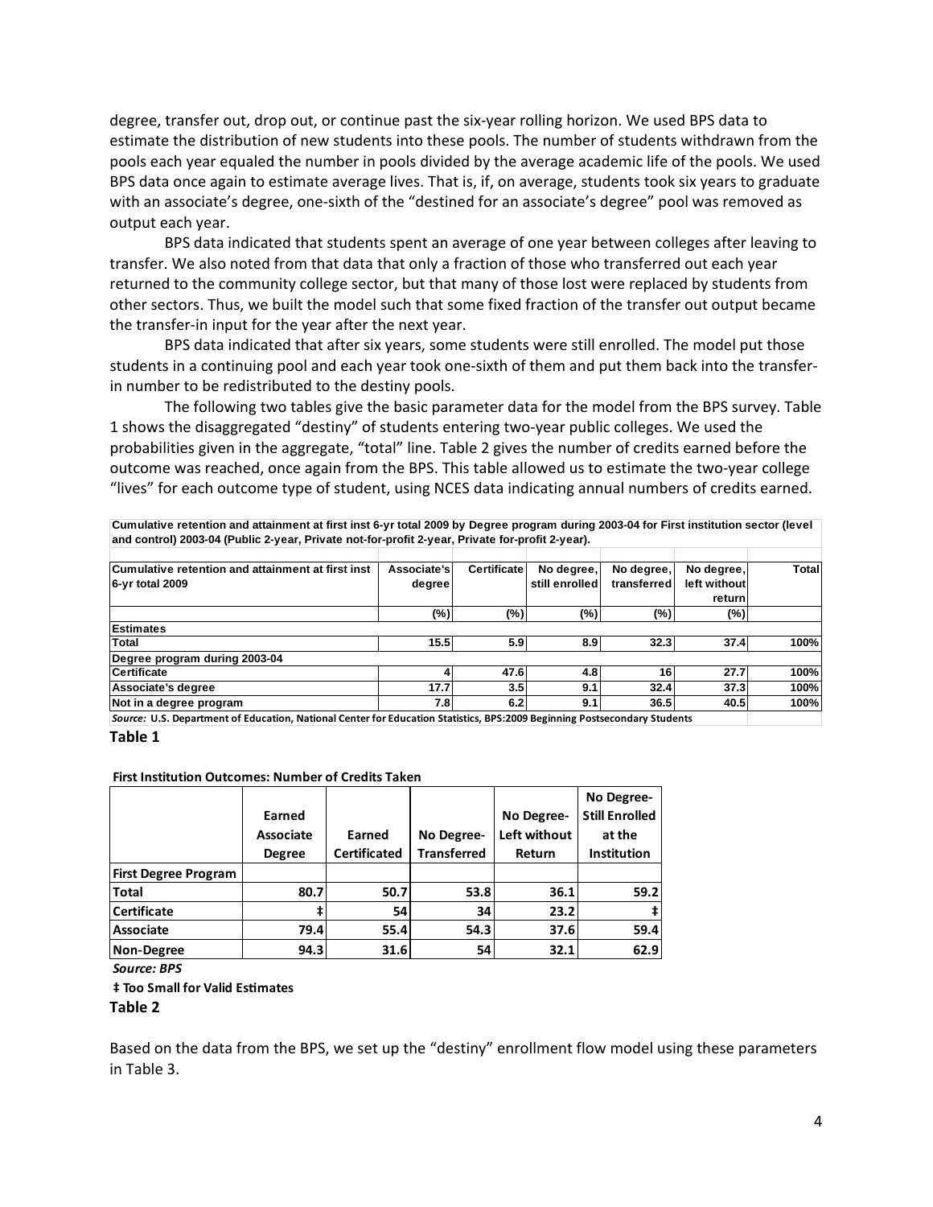degree, transfer out, drop out, or continue past the six-year rolling horizon. We used BPS data to estimate the distribution of new students into these pools. The number of students withdrawn from the pools each year equaled the number in pools divided by the average academic life of the pools. We used BPS data once again to estimate average lives. That is, if, on average, students took six years to graduate with an associate's degree, one-sixth of the "destined for an associate's degree" pool was removed as output each year.

BPS data indicated that students spent an average of one year between colleges after leaving to transfer. We also noted from that data that only a fraction of those who transferred out each year returned to the community college sector, but that many of those lost were replaced by students from other sectors. Thus, we built the model such that some fixed fraction of the transfer out output became the transfer-in input for the year after the next year.

BPS data indicated that after six years, some students were still enrolled. The model put those students in a continuing pool and each year took one-sixth of them and put them back into the transfer-in number to be redistributed to the destiny pools.

The following two tables give the basic parameter data for the model from the BPS survey. Table 1 shows the disaggregated "destiny" of students entering two-year public colleges. We used the probabilities given in the aggregate, "total" line. Table 2 gives the number of credits earned before the outcome was reached, once again from the BPS. This table allowed us to estimate the two-year college "lives" for each outcome type of student, using NCES data indicating annual numbers of credits earned.

**Cumulative retention and attainment at first inst 6-yr total 2009 by Degree program during 2003-04 for First institution sector (level and control) 2003-04 (Public 2-year, Private not-for-profit 2-year, Private for-profit 2-year).**

| Cumulative retention and attainment at first inst 6-yr total 2009 | Associate's degree | Certificate | No degree, still enrolled | No degree, transferred | No degree, left without return | Total |
|---|---|---|---|---|---|---|
| | (%) | (%) | (%) | (%) | (%) | |
| **Estimates** | | | | | | |
| Total | 15.5 | 5.9 | 8.9 | 32.3 | 37.4 | 100% |
| **Degree program during 2003-04** | | | | | | |
| Certificate | 4 | 47.6 | 4.8 | 16 | 27.7 | 100% |
| Associate's degree | 17.7 | 3.5 | 9.1 | 32.4 | 37.3 | 100% |
| Not in a degree program | 7.8 | 6.2 | 9.1 | 36.5 | 40.5 | 100% |

*Source:* U.S. Department of Education, National Center for Education Statistics, BPS:2009 Beginning Postsecondary Students

**Table 1**

**First Institution Outcomes: Number of Credits Taken**

| | Earned Associate Degree | Earned Certificated | No Degree-Transferred | No Degree-Left without Return | No Degree-Still Enrolled at the Institution |
|---|---|---|---|---|---|
| **First Degree Program** | | | | | |
| **Total** | 80.7 | 50.7 | 53.8 | 36.1 | 59.2 |
| **Certificate** | ‡ | 54 | 34 | 23.2 | ‡ |
| **Associate** | 79.4 | 55.4 | 54.3 | 37.6 | 59.4 |
| **Non-Degree** | 94.3 | 31.6 | 54 | 32.1 | 62.9 |

***Source: BPS***

**‡ Too Small for Valid Estimates**

**Table 2**

Based on the data from the BPS, we set up the "destiny" enrollment flow model using these parameters in Table 3.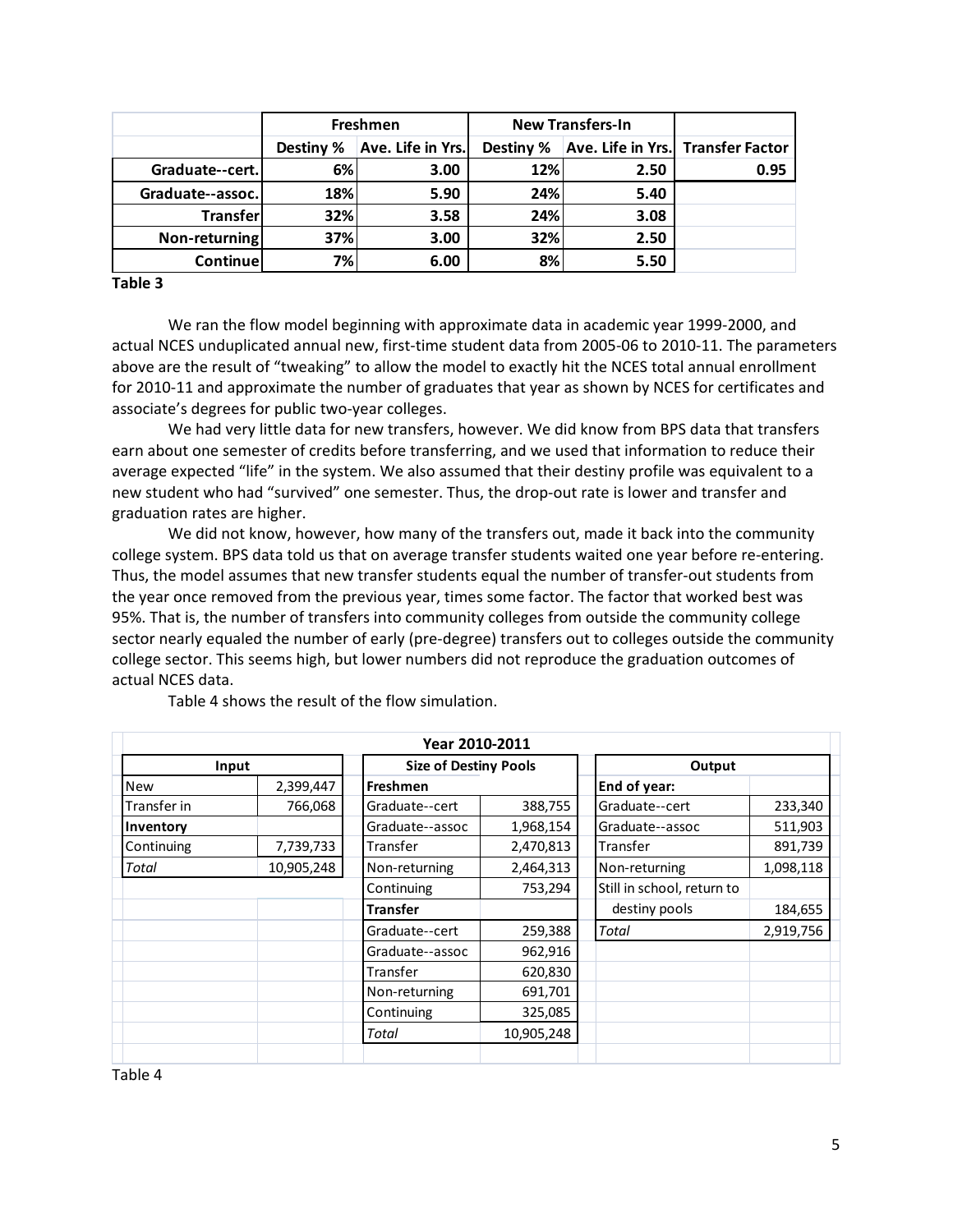| | Freshmen | | New Transfers-In | | |
|---|---|---|---|---|---|
| | Destiny % | Ave. Life in Yrs. | Destiny % | Ave. Life in Yrs. | Transfer Factor |
| **Graduate--cert.** | 6% | 3.00 | 12% | 2.50 | 0.95 |
| **Graduate--assoc.** | 18% | 5.90 | 24% | 5.40 | |
| **Transfer** | 32% | 3.58 | 24% | 3.08 | |
| **Non-returning** | 37% | 3.00 | 32% | 2.50 | |
| **Continue** | 7% | 6.00 | 8% | 5.50 | |

**Table 3**

We ran the flow model beginning with approximate data in academic year 1999-2000, and actual NCES unduplicated annual new, first-time student data from 2005-06 to 2010-11. The parameters above are the result of "tweaking" to allow the model to exactly hit the NCES total annual enrollment for 2010-11 and approximate the number of graduates that year as shown by NCES for certificates and associate's degrees for public two-year colleges.

We had very little data for new transfers, however. We did know from BPS data that transfers earn about one semester of credits before transferring, and we used that information to reduce their average expected "life" in the system. We also assumed that their destiny profile was equivalent to a new student who had "survived" one semester. Thus, the drop-out rate is lower and transfer and graduation rates are higher.

We did not know, however, how many of the transfers out, made it back into the community college system. BPS data told us that on average transfer students waited one year before re-entering. Thus, the model assumes that new transfer students equal the number of transfer-out students from the year once removed from the previous year, times some factor. The factor that worked best was 95%. That is, the number of transfers into community colleges from outside the community college sector nearly equaled the number of early (pre-degree) transfers out to colleges outside the community college sector. This seems high, but lower numbers did not reproduce the graduation outcomes of actual NCES data.

Table 4 shows the result of the flow simulation.

| Year 2010-2011 | | | | | |
|---|---|---|---|---|---|
| **Input** | | **Size of Destiny Pools** | | **Output** | |
| New | 2,399,447 | **Freshmen** | | **End of year:** | |
| Transfer in | 766,068 | Graduate--cert | 388,755 | Graduate--cert | 233,340 |
| **Inventory** | | Graduate--assoc | 1,968,154 | Graduate--assoc | 511,903 |
| Continuing | 7,739,733 | Transfer | 2,470,813 | Transfer | 891,739 |
| *Total* | 10,905,248 | Non-returning | 2,464,313 | Non-returning | 1,098,118 |
| | | Continuing | 753,294 | Still in school, return to destiny pools | 184,655 |
| | | **Transfer** | | *Total* | 2,919,756 |
| | | Graduate--cert | 259,388 | | |
| | | Graduate--assoc | 962,916 | | |
| | | Transfer | 620,830 | | |
| | | Non-returning | 691,701 | | |
| | | Continuing | 325,085 | | |
| | | *Total* | 10,905,248 | | |

Table 4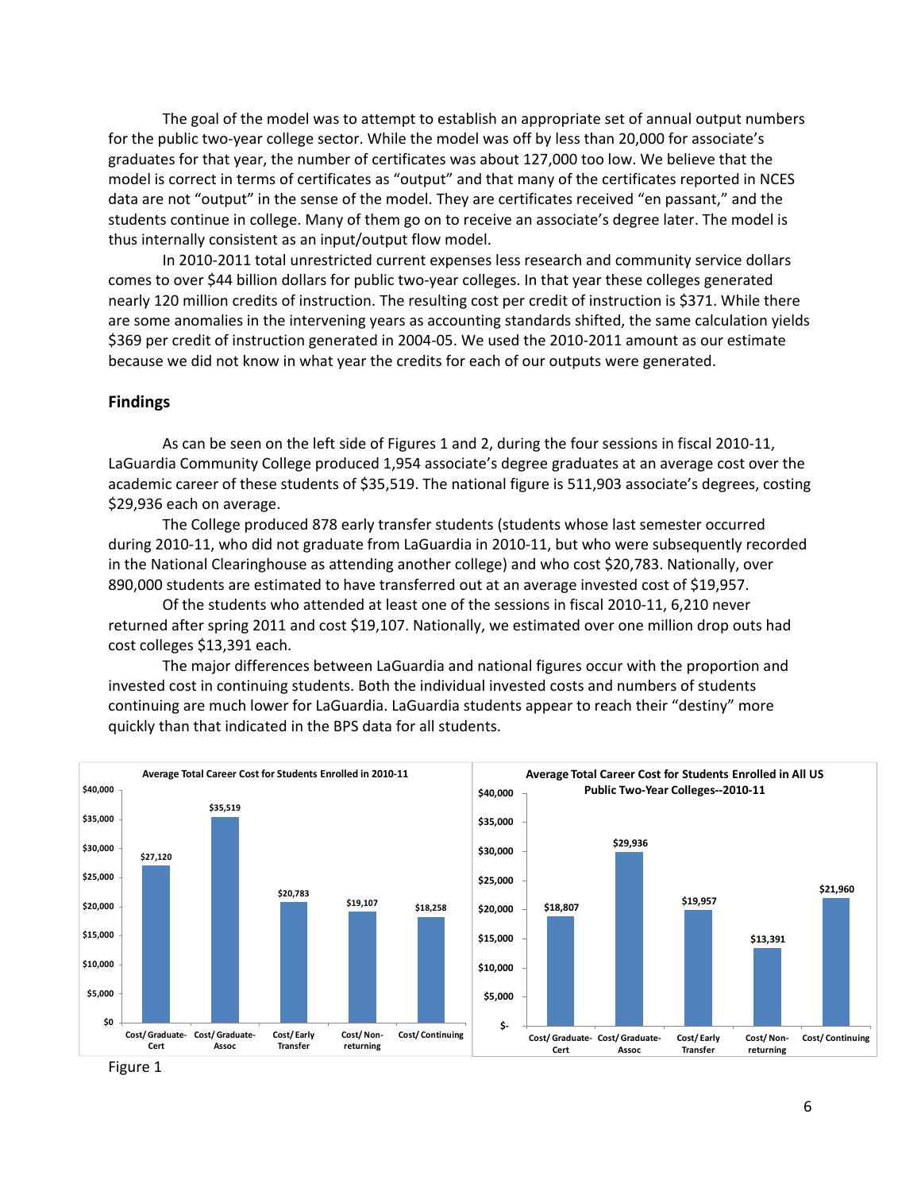The goal of the model was to attempt to establish an appropriate set of annual output numbers for the public two-year college sector. While the model was off by less than 20,000 for associate's graduates for that year, the number of certificates was about 127,000 too low. We believe that the model is correct in terms of certificates as "output" and that many of the certificates reported in NCES data are not "output" in the sense of the model. They are certificates received "en passant," and the students continue in college. Many of them go on to receive an associate's degree later. The model is thus internally consistent as an input/output flow model.

In 2010-2011 total unrestricted current expenses less research and community service dollars comes to over $44 billion dollars for public two-year colleges. In that year these colleges generated nearly 120 million credits of instruction. The resulting cost per credit of instruction is $371. While there are some anomalies in the intervening years as accounting standards shifted, the same calculation yields $369 per credit of instruction generated in 2004-05. We used the 2010-2011 amount as our estimate because we did not know in what year the credits for each of our outputs were generated.

## Findings

As can be seen on the left side of Figures 1 and 2, during the four sessions in fiscal 2010-11, LaGuardia Community College produced 1,954 associate's degree graduates at an average cost over the academic career of these students of $35,519. The national figure is 511,903 associate's degrees, costing $29,936 each on average.

The College produced 878 early transfer students (students whose last semester occurred during 2010-11, who did not graduate from LaGuardia in 2010-11, but who were subsequently recorded in the National Clearinghouse as attending another college) and who cost $20,783. Nationally, over 890,000 students are estimated to have transferred out at an average invested cost of $19,957.

Of the students who attended at least one of the sessions in fiscal 2010-11, 6,210 never returned after spring 2011 and cost $19,107. Nationally, we estimated over one million drop outs had cost colleges $13,391 each.

The major differences between LaGuardia and national figures occur with the proportion and invested cost in continuing students. Both the individual invested costs and numbers of students continuing are much lower for LaGuardia. LaGuardia students appear to reach their "destiny" more quickly than that indicated in the BPS data for all students.

**Average Total Career Cost for Students Enrolled in 2010-11**

| Category | Cost |
|---|---|
| Cost/ Graduate-Cert | $27,120 |
| Cost/ Graduate-Assoc | $35,519 |
| Cost/ Early Transfer | $20,783 |
| Cost/ Non-returning | $19,107 |
| Cost/ Continuing | $18,258 |

**Average Total Career Cost for Students Enrolled in All US Public Two-Year Colleges--2010-11**

| Category | Cost |
|---|---|
| Cost/ Graduate-Cert | $18,807 |
| Cost/ Graduate-Assoc | $29,936 |
| Cost/ Early Transfer | $19,957 |
| Cost/ Non-returning | $13,391 |
| Cost/ Continuing | $21,960 |

Figure 1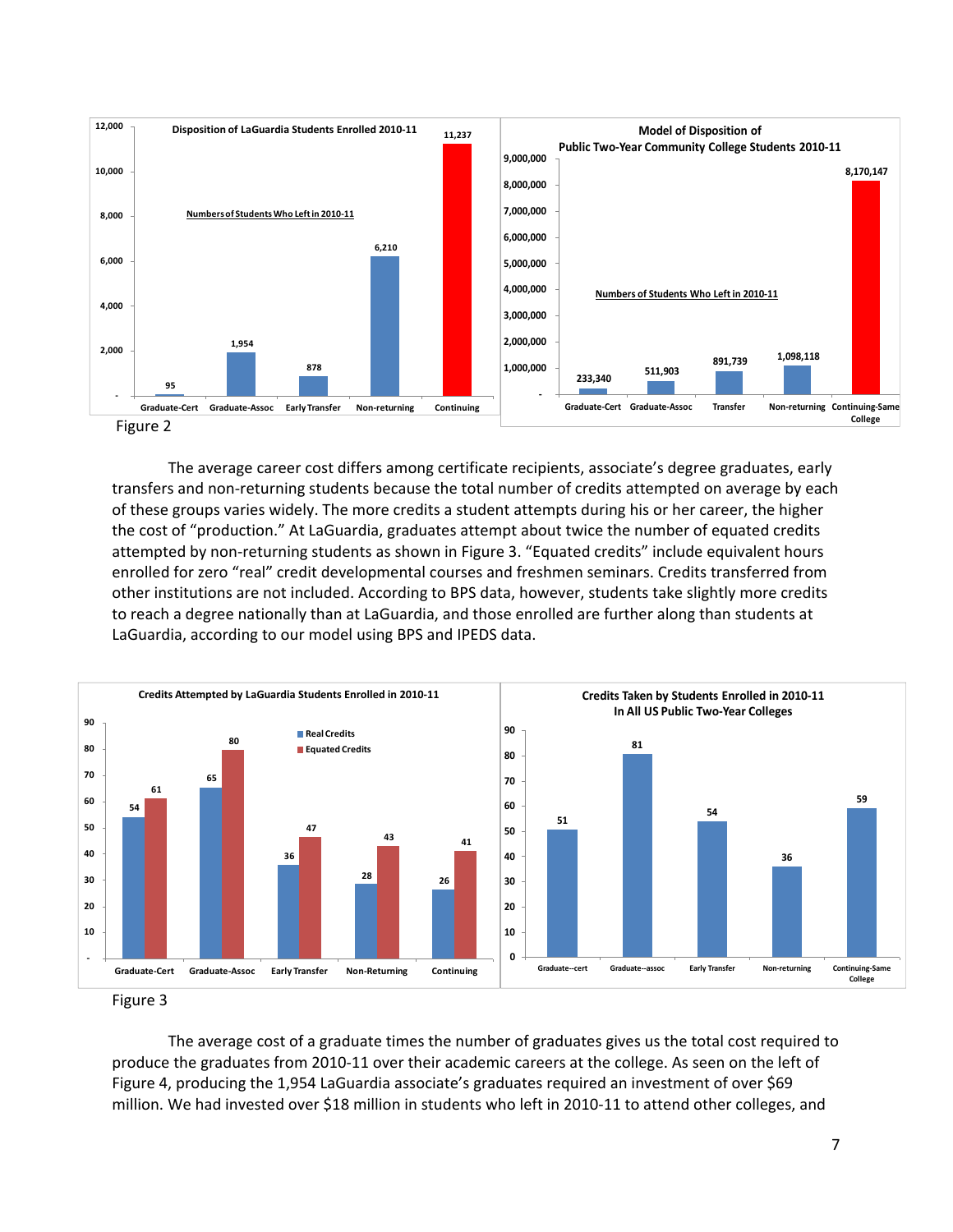Figure 2

The average career cost differs among certificate recipients, associate's degree graduates, early transfers and non-returning students because the total number of credits attempted on average by each of these groups varies widely. The more credits a student attempts during his or her career, the higher the cost of "production." At LaGuardia, graduates attempt about twice the number of equated credits attempted by non-returning students as shown in Figure 3. "Equated credits" include equivalent hours enrolled for zero "real" credit developmental courses and freshmen seminars. Credits transferred from other institutions are not included. According to BPS data, however, students take slightly more credits to reach a degree nationally than at LaGuardia, and those enrolled are further along than students at LaGuardia, according to our model using BPS and IPEDS data.

Figure 3

The average cost of a graduate times the number of graduates gives us the total cost required to produce the graduates from 2010-11 over their academic careers at the college. As seen on the left of Figure 4, producing the 1,954 LaGuardia associate's graduates required an investment of over $69 million. We had invested over $18 million in students who left in 2010-11 to attend other colleges, and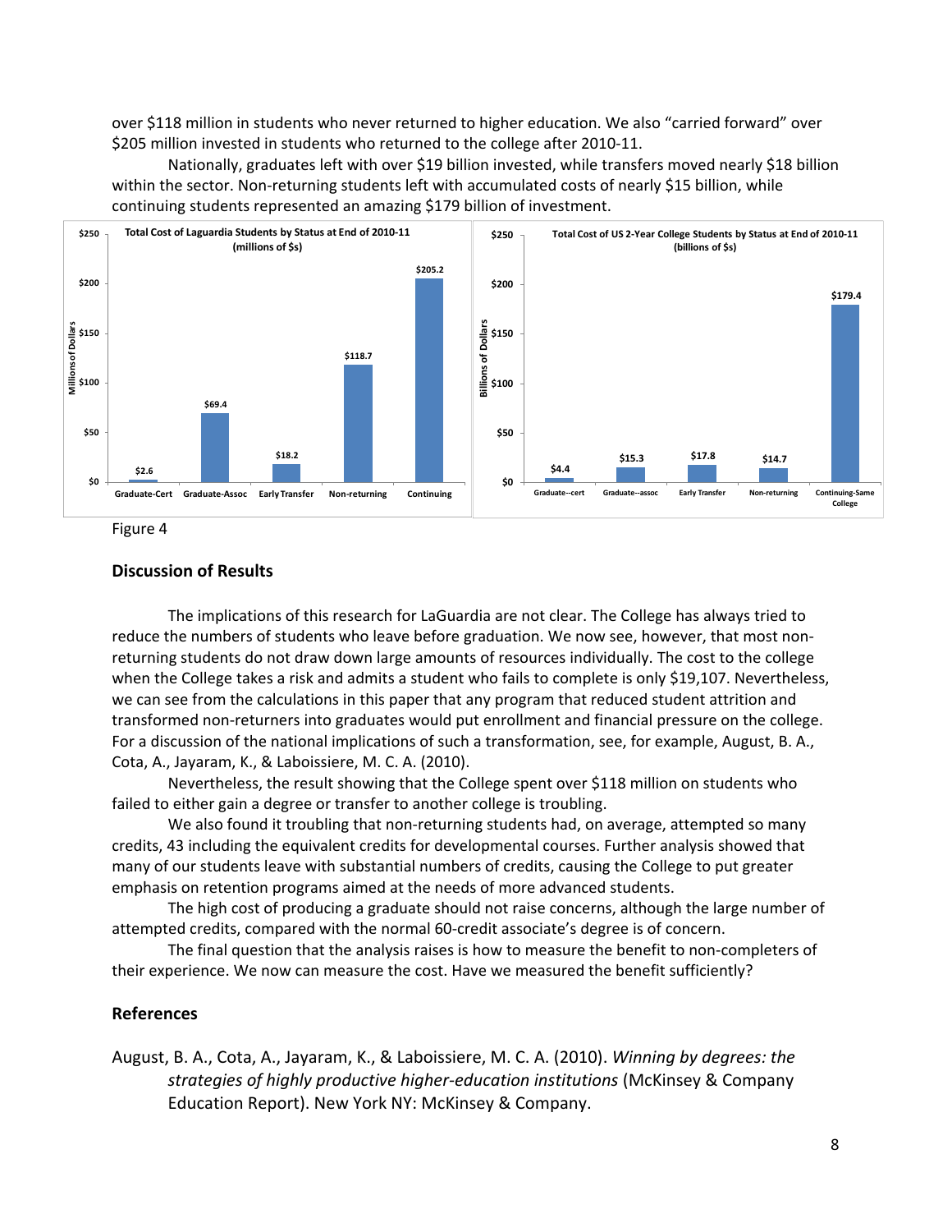over $118 million in students who never returned to higher education. We also “carried forward” over $205 million invested in students who returned to the college after 2010-11.

Nationally, graduates left with over $19 billion invested, while transfers moved nearly $18 billion within the sector. Non-returning students left with accumulated costs of nearly $15 billion, while continuing students represented an amazing $179 billion of investment.

**Total Cost of Laguardia Students by Status at End of 2010-11 (millions of $s)**

| Status | Millions of Dollars |
|---|---|
| Graduate-Cert | $2.6 |
| Graduate-Assoc | $69.4 |
| Early Transfer | $18.2 |
| Non-returning | $118.7 |
| Continuing | $205.2 |

**Total Cost of US 2-Year College Students by Status at End of 2010-11 (billions of $s)**

| Status | Billions of Dollars |
|---|---|
| Graduate--cert | $4.4 |
| Graduate--assoc | $15.3 |
| Early Transfer | $17.8 |
| Non-returning | $14.7 |
| Continuing-Same College | $179.4 |

Figure 4

## Discussion of Results

The implications of this research for LaGuardia are not clear. The College has always tried to reduce the numbers of students who leave before graduation. We now see, however, that most non-returning students do not draw down large amounts of resources individually. The cost to the college when the College takes a risk and admits a student who fails to complete is only $19,107. Nevertheless, we can see from the calculations in this paper that any program that reduced student attrition and transformed non-returners into graduates would put enrollment and financial pressure on the college. For a discussion of the national implications of such a transformation, see, for example, August, B. A., Cota, A., Jayaram, K., & Laboissiere, M. C. A. (2010).

Nevertheless, the result showing that the College spent over $118 million on students who failed to either gain a degree or transfer to another college is troubling.

We also found it troubling that non-returning students had, on average, attempted so many credits, 43 including the equivalent credits for developmental courses. Further analysis showed that many of our students leave with substantial numbers of credits, causing the College to put greater emphasis on retention programs aimed at the needs of more advanced students.

The high cost of producing a graduate should not raise concerns, although the large number of attempted credits, compared with the normal 60-credit associate’s degree is of concern.

The final question that the analysis raises is how to measure the benefit to non-completers of their experience. We now can measure the cost. Have we measured the benefit sufficiently?

## References

August, B. A., Cota, A., Jayaram, K., & Laboissiere, M. C. A. (2010). *Winning by degrees: the strategies of highly productive higher-education institutions* (McKinsey & Company Education Report). New York NY: McKinsey & Company.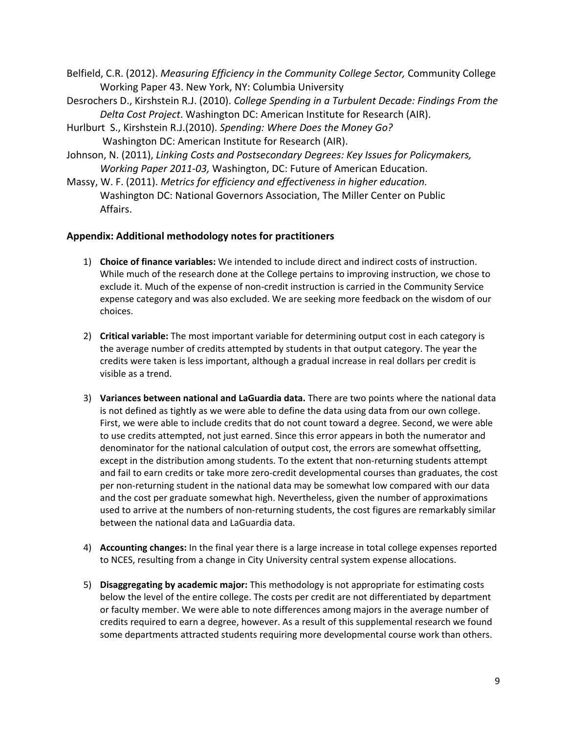Belfield, C.R. (2012). *Measuring Efficiency in the Community College Sector,* Community College Working Paper 43. New York, NY: Columbia University

Desrochers D., Kirshstein R.J. (2010). *College Spending in a Turbulent Decade: Findings From the Delta Cost Project*. Washington DC: American Institute for Research (AIR).

Hurlburt S., Kirshstein R.J.(2010). *Spending: Where Does the Money Go?* Washington DC: American Institute for Research (AIR).

Johnson, N. (2011), *Linking Costs and Postsecondary Degrees: Key Issues for Policymakers, Working Paper 2011-03,* Washington, DC: Future of American Education.

Massy, W. F. (2011). *Metrics for efficiency and effectiveness in higher education.* Washington DC: National Governors Association, The Miller Center on Public Affairs.

## Appendix: Additional methodology notes for practitioners

1) **Choice of finance variables:** We intended to include direct and indirect costs of instruction. While much of the research done at the College pertains to improving instruction, we chose to exclude it. Much of the expense of non-credit instruction is carried in the Community Service expense category and was also excluded. We are seeking more feedback on the wisdom of our choices.

2) **Critical variable:** The most important variable for determining output cost in each category is the average number of credits attempted by students in that output category. The year the credits were taken is less important, although a gradual increase in real dollars per credit is visible as a trend.

3) **Variances between national and LaGuardia data.** There are two points where the national data is not defined as tightly as we were able to define the data using data from our own college. First, we were able to include credits that do not count toward a degree. Second, we were able to use credits attempted, not just earned. Since this error appears in both the numerator and denominator for the national calculation of output cost, the errors are somewhat offsetting, except in the distribution among students. To the extent that non-returning students attempt and fail to earn credits or take more zero-credit developmental courses than graduates, the cost per non-returning student in the national data may be somewhat low compared with our data and the cost per graduate somewhat high. Nevertheless, given the number of approximations used to arrive at the numbers of non-returning students, the cost figures are remarkably similar between the national data and LaGuardia data.

4) **Accounting changes:** In the final year there is a large increase in total college expenses reported to NCES, resulting from a change in City University central system expense allocations.

5) **Disaggregating by academic major:** This methodology is not appropriate for estimating costs below the level of the entire college. The costs per credit are not differentiated by department or faculty member. We were able to note differences among majors in the average number of credits required to earn a degree, however. As a result of this supplemental research we found some departments attracted students requiring more developmental course work than others.